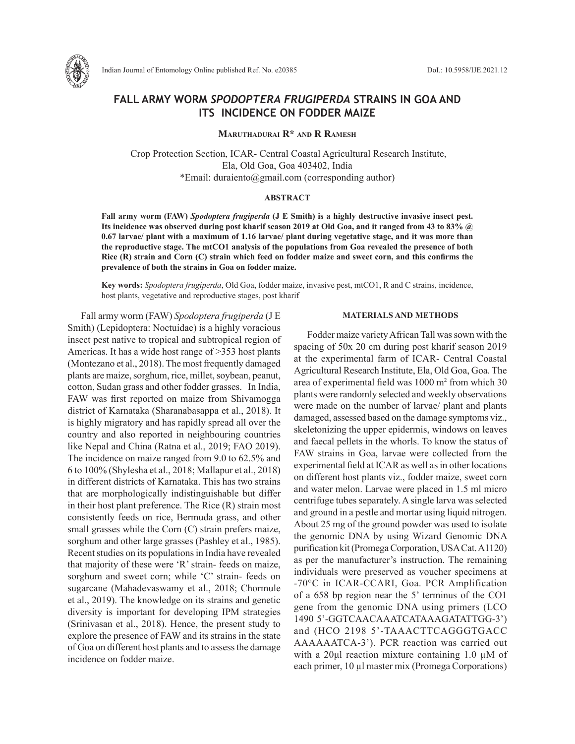# FALL ARMY WORM *SPODOPTERA FRUGIPERDA* STRAINS IN GOA AND ITS INCIDENCE ON FODDER MAIZE

**Maruthadurai R\* and R Ramesh**

Crop Protection Section, ICAR- Central Coastal Agricultural Research Institute, Ela, Old Goa, Goa 403402, India
*Email: duraiento@gmail.com (corresponding author)

## ABSTRACT

**Fall army worm (FAW) *Spodoptera frugiperda* (J E Smith) is a highly destructive invasive insect pest. Its incidence was observed during post kharif season 2019 at Old Goa, and it ranged from 43 to 83% @ 0.67 larvae/ plant with a maximum of 1.16 larvae/ plant during vegetative stage, and it was more than the reproductive stage. The mtCO1 analysis of the populations from Goa revealed the presence of both Rice (R) strain and Corn (C) strain which feed on fodder maize and sweet corn, and this confirms the prevalence of both the strains in Goa on fodder maize.**

**Key words:** *Spodoptera frugiperda*, Old Goa, fodder maize, invasive pest, mtCO1, R and C strains, incidence, host plants, vegetative and reproductive stages, post kharif

Fall army worm (FAW) *Spodoptera frugiperda* (J E Smith) (Lepidoptera: Noctuidae) is a highly voracious insect pest native to tropical and subtropical region of Americas. It has a wide host range of >353 host plants (Montezano et al., 2018). The most frequently damaged plants are maize, sorghum, rice, millet, soybean, peanut, cotton, Sudan grass and other fodder grasses. In India, FAW was first reported on maize from Shivamogga district of Karnataka (Sharanabasappa et al., 2018). It is highly migratory and has rapidly spread all over the country and also reported in neighbouring countries like Nepal and China (Ratna et al., 2019; FAO 2019). The incidence on maize ranged from 9.0 to 62.5% and 6 to 100% (Shylesha et al., 2018; Mallapur et al., 2018) in different districts of Karnataka. This has two strains that are morphologically indistinguishable but differ in their host plant preference. The Rice (R) strain most consistently feeds on rice, Bermuda grass, and other small grasses while the Corn (C) strain prefers maize, sorghum and other large grasses (Pashley et al., 1985). Recent studies on its populations in India have revealed that majority of these were 'R' strain- feeds on maize, sorghum and sweet corn; while 'C' strain- feeds on sugarcane (Mahadevaswamy et al., 2018; Chormule et al., 2019). The knowledge on its strains and genetic diversity is important for developing IPM strategies (Srinivasan et al., 2018). Hence, the present study to explore the presence of FAW and its strains in the state of Goa on different host plants and to assess the damage incidence on fodder maize.

## MATERIALS AND METHODS

Fodder maize variety African Tall was sown with the spacing of 50x 20 cm during post kharif season 2019 at the experimental farm of ICAR- Central Coastal Agricultural Research Institute, Ela, Old Goa, Goa. The area of experimental field was 1000 $m^2$ from which 30 plants were randomly selected and weekly observations were made on the number of larvae/ plant and plants damaged, assessed based on the damage symptoms viz., skeletonizing the upper epidermis, windows on leaves and faecal pellets in the whorls. To know the status of FAW strains in Goa, larvae were collected from the experimental field at ICAR as well as in other locations on different host plants viz., fodder maize, sweet corn and water melon. Larvae were placed in 1.5 ml micro centrifuge tubes separately. A single larva was selected and ground in a pestle and mortar using liquid nitrogen. About 25 mg of the ground powder was used to isolate the genomic DNA by using Wizard Genomic DNA purification kit (Promega Corporation, USA Cat. A1120) as per the manufacturer's instruction. The remaining individuals were preserved as voucher specimens at -70°C in ICAR-CCARI, Goa. PCR Amplification of a 658 bp region near the 5' terminus of the CO1 gene from the genomic DNA using primers (LCO 1490 5'-GGTCAACAAATCATAAAGATATTGG-3') and (HCO 2198 5'-TAAACTTCAGGGTGACC AAAAAATCA-3'). PCR reaction was carried out with a 20µl reaction mixture containing 1.0 µM of each primer, 10 µl master mix (Promega Corporations)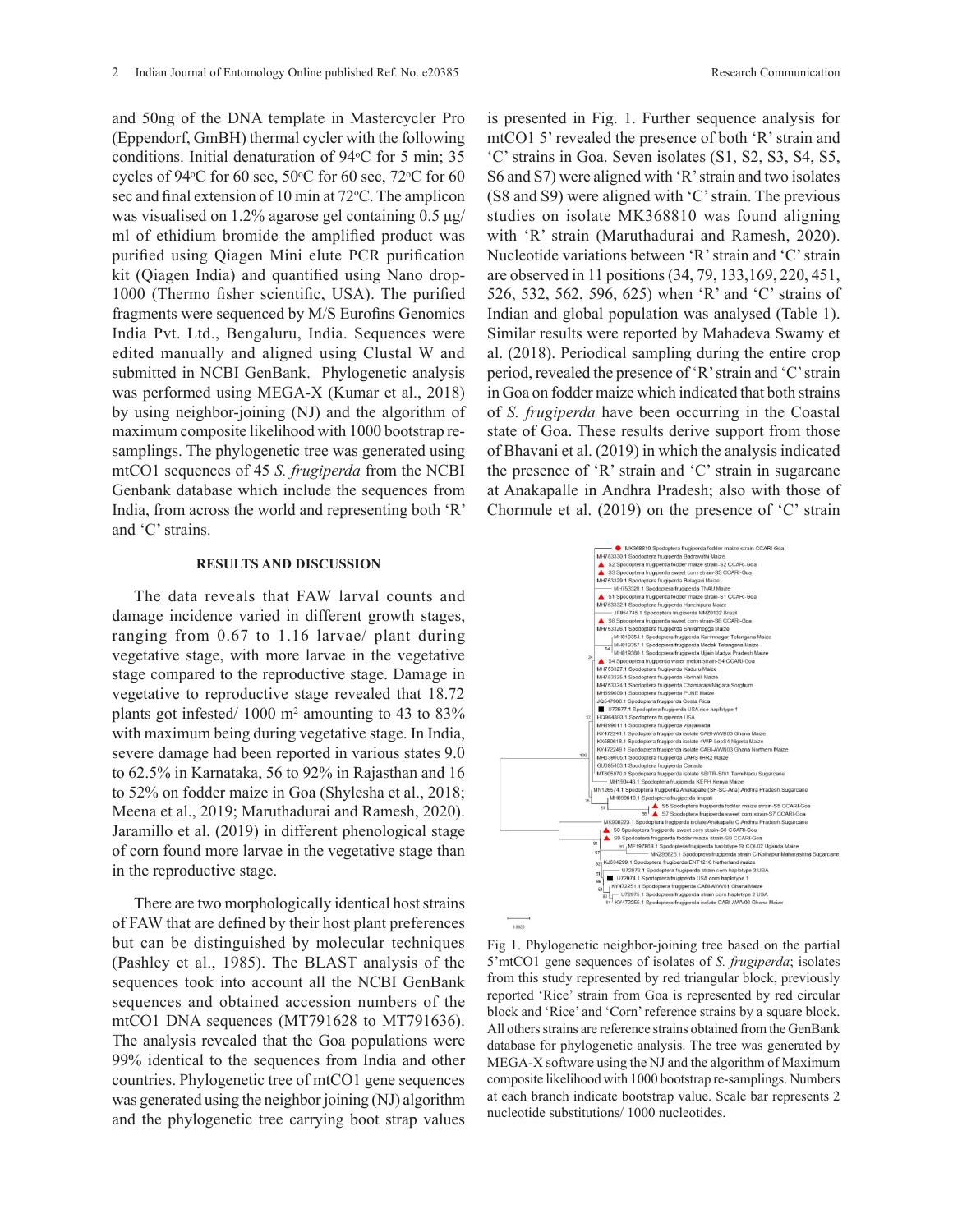and 50ng of the DNA template in Mastercycler Pro (Eppendorf, GmBH) thermal cycler with the following conditions. Initial denaturation of 94°C for 5 min; 35 cycles of 94°C for 60 sec, 50°C for 60 sec, 72°C for 60 sec and final extension of 10 min at 72°C. The amplicon was visualised on 1.2% agarose gel containing 0.5 µg/ml of ethidium bromide the amplified product was purified using Qiagen Mini elute PCR purification kit (Qiagen India) and quantified using Nano drop-1000 (Thermo fisher scientific, USA). The purified fragments were sequenced by M/S Eurofins Genomics India Pvt. Ltd., Bengaluru, India. Sequences were edited manually and aligned using Clustal W and submitted in NCBI GenBank. Phylogenetic analysis was performed using MEGA-X (Kumar et al., 2018) by using neighbor-joining (NJ) and the algorithm of maximum composite likelihood with 1000 bootstrap re-samplings. The phylogenetic tree was generated using mtCO1 sequences of 45 *S. frugiperda* from the NCBI Genbank database which include the sequences from India, from across the world and representing both 'R' and 'C' strains.

## RESULTS AND DISCUSSION

The data reveals that FAW larval counts and damage incidence varied in different growth stages, ranging from 0.67 to 1.16 larvae/ plant during vegetative stage, with more larvae in the vegetative stage compared to the reproductive stage. Damage in vegetative to reproductive stage revealed that 18.72 plants got infested/ 1000 $m^2$ amounting to 43 to 83% with maximum being during vegetative stage. In India, severe damage had been reported in various states 9.0 to 62.5% in Karnataka, 56 to 92% in Rajasthan and 16 to 52% on fodder maize in Goa (Shylesha et al., 2018; Meena et al., 2019; Maruthadurai and Ramesh, 2020). Jaramillo et al. (2019) in different phenological stage of corn found more larvae in the vegetative stage than in the reproductive stage.

There are two morphologically identical host strains of FAW that are defined by their host plant preferences but can be distinguished by molecular techniques (Pashley et al., 1985). The BLAST analysis of the sequences took into account all the NCBI GenBank sequences and obtained accession numbers of the mtCO1 DNA sequences (MT791628 to MT791636). The analysis revealed that the Goa populations were 99% identical to the sequences from India and other countries. Phylogenetic tree of mtCO1 gene sequences was generated using the neighbor joining (NJ) algorithm and the phylogenetic tree carrying boot strap values is presented in Fig. 1. Further sequence analysis for mtCO1 5' revealed the presence of both 'R' strain and 'C' strains in Goa. Seven isolates (S1, S2, S3, S4, S5, S6 and S7) were aligned with 'R' strain and two isolates (S8 and S9) were aligned with 'C' strain. The previous studies on isolate MK368810 was found aligning with 'R' strain (Maruthadurai and Ramesh, 2020). Nucleotide variations between 'R' strain and 'C' strain are observed in 11 positions (34, 79, 133,169, 220, 451, 526, 532, 562, 596, 625) when 'R' and 'C' strains of Indian and global population was analysed (Table 1). Similar results were reported by Mahadeva Swamy et al. (2018). Periodical sampling during the entire crop period, revealed the presence of 'R' strain and 'C' strain in Goa on fodder maize which indicated that both strains of *S. frugiperda* have been occurring in the Coastal state of Goa. These results derive support from those of Bhavani et al. (2019) in which the analysis indicated the presence of 'R' strain and 'C' strain in sugarcane at Anakapalle in Andhra Pradesh; also with those of Chormule et al. (2019) on the presence of 'C' strain

Fig 1. Phylogenetic neighbor-joining tree based on the partial 5'mtCO1 gene sequences of isolates of *S. frugiperda*; isolates from this study represented by red triangular block, previously reported 'Rice' strain from Goa is represented by red circular block and 'Rice' and 'Corn' reference strains by a square block. All others strains are reference strains obtained from the GenBank database for phylogenetic analysis. The tree was generated by MEGA-X software using the NJ and the algorithm of Maximum composite likelihood with 1000 bootstrap re-samplings. Numbers at each branch indicate bootstrap value. Scale bar represents 2 nucleotide substitutions/ 1000 nucleotides.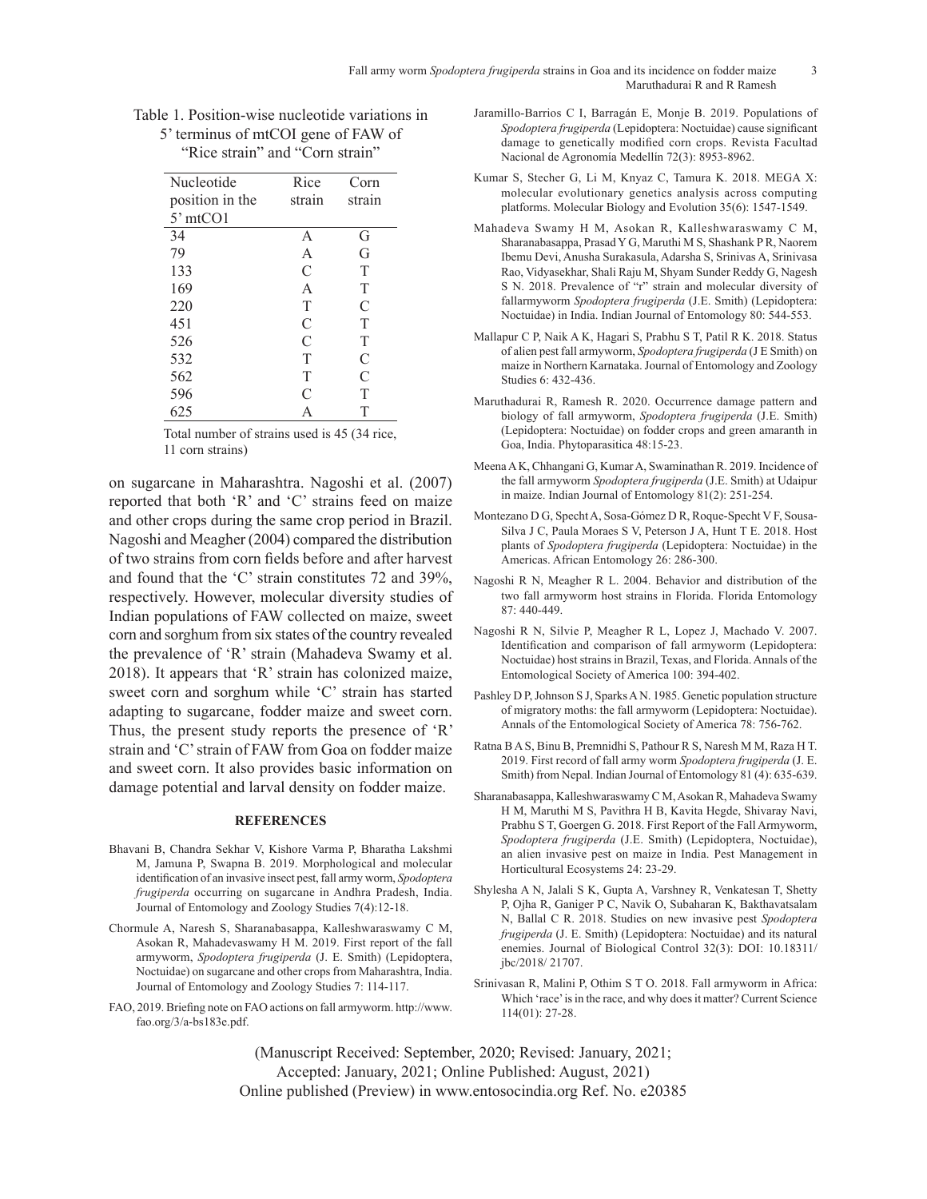Table 1. Position-wise nucleotide variations in 5' terminus of mtCOI gene of FAW of "Rice strain" and "Corn strain"

| Nucleotide position in the 5' mtCO1 | Rice strain | Corn strain |
|---|---|---|
| 34 | A | G |
| 79 | A | G |
| 133 | C | T |
| 169 | A | T |
| 220 | T | C |
| 451 | C | T |
| 526 | C | T |
| 532 | T | C |
| 562 | T | C |
| 596 | C | T |
| 625 | A | T |

Total number of strains used is 45 (34 rice, 11 corn strains)

on sugarcane in Maharashtra. Nagoshi et al. (2007) reported that both 'R' and 'C' strains feed on maize and other crops during the same crop period in Brazil. Nagoshi and Meagher (2004) compared the distribution of two strains from corn fields before and after harvest and found that the 'C' strain constitutes 72 and 39%, respectively. However, molecular diversity studies of Indian populations of FAW collected on maize, sweet corn and sorghum from six states of the country revealed the prevalence of 'R' strain (Mahadeva Swamy et al. 2018). It appears that 'R' strain has colonized maize, sweet corn and sorghum while 'C' strain has started adapting to sugarcane, fodder maize and sweet corn. Thus, the present study reports the presence of 'R' strain and 'C' strain of FAW from Goa on fodder maize and sweet corn. It also provides basic information on damage potential and larval density on fodder maize.

## REFERENCES

Bhavani B, Chandra Sekhar V, Kishore Varma P, Bharatha Lakshmi M, Jamuna P, Swapna B. 2019. Morphological and molecular identification of an invasive insect pest, fall army worm, *Spodoptera frugiperda* occurring on sugarcane in Andhra Pradesh, India. Journal of Entomology and Zoology Studies 7(4):12-18.

Chormule A, Naresh S, Sharanabasappa, Kalleshwaraswamy C M, Asokan R, Mahadevaswamy H M. 2019. First report of the fall armyworm, *Spodoptera frugiperda* (J. E. Smith) (Lepidoptera, Noctuidae) on sugarcane and other crops from Maharashtra, India. Journal of Entomology and Zoology Studies 7: 114-117.

FAO, 2019. Briefing note on FAO actions on fall armyworm. http://www.fao.org/3/a-bs183e.pdf.

Jaramillo-Barrios C I, Barragán E, Monje B. 2019. Populations of *Spodoptera frugiperda* (Lepidoptera: Noctuidae) cause significant damage to genetically modified corn crops. Revista Facultad Nacional de Agronomía Medellín 72(3): 8953-8962.

Kumar S, Stecher G, Li M, Knyaz C, Tamura K. 2018. MEGA X: molecular evolutionary genetics analysis across computing platforms. Molecular Biology and Evolution 35(6): 1547-1549.

Mahadeva Swamy H M, Asokan R, Kalleshwaraswamy C M, Sharanabasappa, Prasad Y G, Maruthi M S, Shashank P R, Naorem Ibemu Devi, Anusha Surakasula, Adarsha S, Srinivas A, Srinivasa Rao, Vidyasekhar, Shali Raju M, Shyam Sunder Reddy G, Nagesh S N. 2018. Prevalence of "r" strain and molecular diversity of fallarmyworm *Spodoptera frugiperda* (J.E. Smith) (Lepidoptera: Noctuidae) in India. Indian Journal of Entomology 80: 544-553.

Mallapur C P, Naik A K, Hagari S, Prabhu S T, Patil R K. 2018. Status of alien pest fall armyworm, *Spodoptera frugiperda* (J E Smith) on maize in Northern Karnataka. Journal of Entomology and Zoology Studies 6: 432-436.

Maruthadurai R, Ramesh R. 2020. Occurrence damage pattern and biology of fall armyworm, *Spodoptera frugiperda* (J.E. Smith) (Lepidoptera: Noctuidae) on fodder crops and green amaranth in Goa, India. Phytoparasitica 48:15-23.

Meena A K, Chhangani G, Kumar A, Swaminathan R. 2019. Incidence of the fall armyworm *Spodoptera frugiperda* (J.E. Smith) at Udaipur in maize. Indian Journal of Entomology 81(2): 251-254.

Montezano D G, Specht A, Sosa-Gómez D R, Roque-Specht V F, Sousa-Silva J C, Paula Moraes S V, Peterson J A, Hunt T E. 2018. Host plants of *Spodoptera frugiperda* (Lepidoptera: Noctuidae) in the Americas. African Entomology 26: 286-300.

Nagoshi R N, Meagher R L. 2004. Behavior and distribution of the two fall armyworm host strains in Florida. Florida Entomology 87: 440-449.

Nagoshi R N, Silvie P, Meagher R L, Lopez J, Machado V. 2007. Identification and comparison of fall armyworm (Lepidoptera: Noctuidae) host strains in Brazil, Texas, and Florida. Annals of the Entomological Society of America 100: 394-402.

Pashley D P, Johnson S J, Sparks A N. 1985. Genetic population structure of migratory moths: the fall armyworm (Lepidoptera: Noctuidae). Annals of the Entomological Society of America 78: 756-762.

Ratna B A S, Binu B, Premnidhi S, Pathour R S, Naresh M M, Raza H T. 2019. First record of fall army worm *Spodoptera frugiperda* (J. E. Smith) from Nepal. Indian Journal of Entomology 81 (4): 635-639.

Sharanabasappa, Kalleshwaraswamy C M, Asokan R, Mahadeva Swamy H M, Maruthi M S, Pavithra H B, Kavita Hegde, Shivaray Navi, Prabhu S T, Goergen G. 2018. First Report of the Fall Armyworm, *Spodoptera frugiperda* (J.E. Smith) (Lepidoptera, Noctuidae), an alien invasive pest on maize in India. Pest Management in Horticultural Ecosystems 24: 23-29.

Shylesha A N, Jalali S K, Gupta A, Varshney R, Venkatesan T, Shetty P, Ojha R, Ganiger P C, Navik O, Subaharan K, Bakthavatsalam N, Ballal C R. 2018. Studies on new invasive pest *Spodoptera frugiperda* (J. E. Smith) (Lepidoptera: Noctuidae) and its natural enemies. Journal of Biological Control 32(3): DOI: 10.18311/jbc/2018/ 21707.

Srinivasan R, Malini P, Othim S T O. 2018. Fall armyworm in Africa: Which 'race' is in the race, and why does it matter? Current Science 114(01): 27-28.

(Manuscript Received: September, 2020; Revised: January, 2021; Accepted: January, 2021; Online Published: August, 2021)
Online published (Preview) in www.entosocindia.org Ref. No. e20385